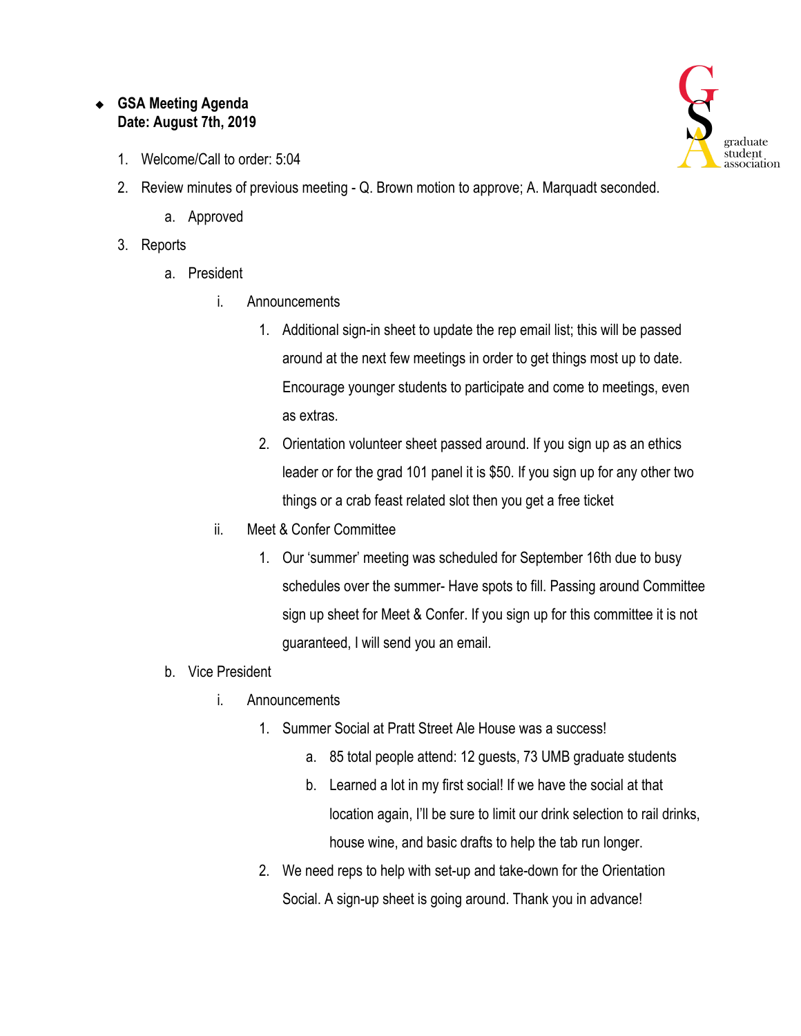- **GSA Meeting Agenda**
  **Date: August 7th, 2019**

graduate student association

1. Welcome/Call to order: 5:04
2. Review minutes of previous meeting - Q. Brown motion to approve; A. Marquadt seconded.
    a. Approved
3. Reports
    a. President
        i. Announcements
            1. Additional sign-in sheet to update the rep email list; this will be passed around at the next few meetings in order to get things most up to date. Encourage younger students to participate and come to meetings, even as extras.
            2. Orientation volunteer sheet passed around. If you sign up as an ethics leader or for the grad 101 panel it is $50. If you sign up for any other two things or a crab feast related slot then you get a free ticket
        ii. Meet & Confer Committee
            1. Our 'summer' meeting was scheduled for September 16th due to busy schedules over the summer- Have spots to fill. Passing around Committee sign up sheet for Meet & Confer. If you sign up for this committee it is not guaranteed, I will send you an email.
    b. Vice President
        i. Announcements
            1. Summer Social at Pratt Street Ale House was a success!
                a. 85 total people attend: 12 guests, 73 UMB graduate students
                b. Learned a lot in my first social! If we have the social at that location again, I'll be sure to limit our drink selection to rail drinks, house wine, and basic drafts to help the tab run longer.
            2. We need reps to help with set-up and take-down for the Orientation Social. A sign-up sheet is going around. Thank you in advance!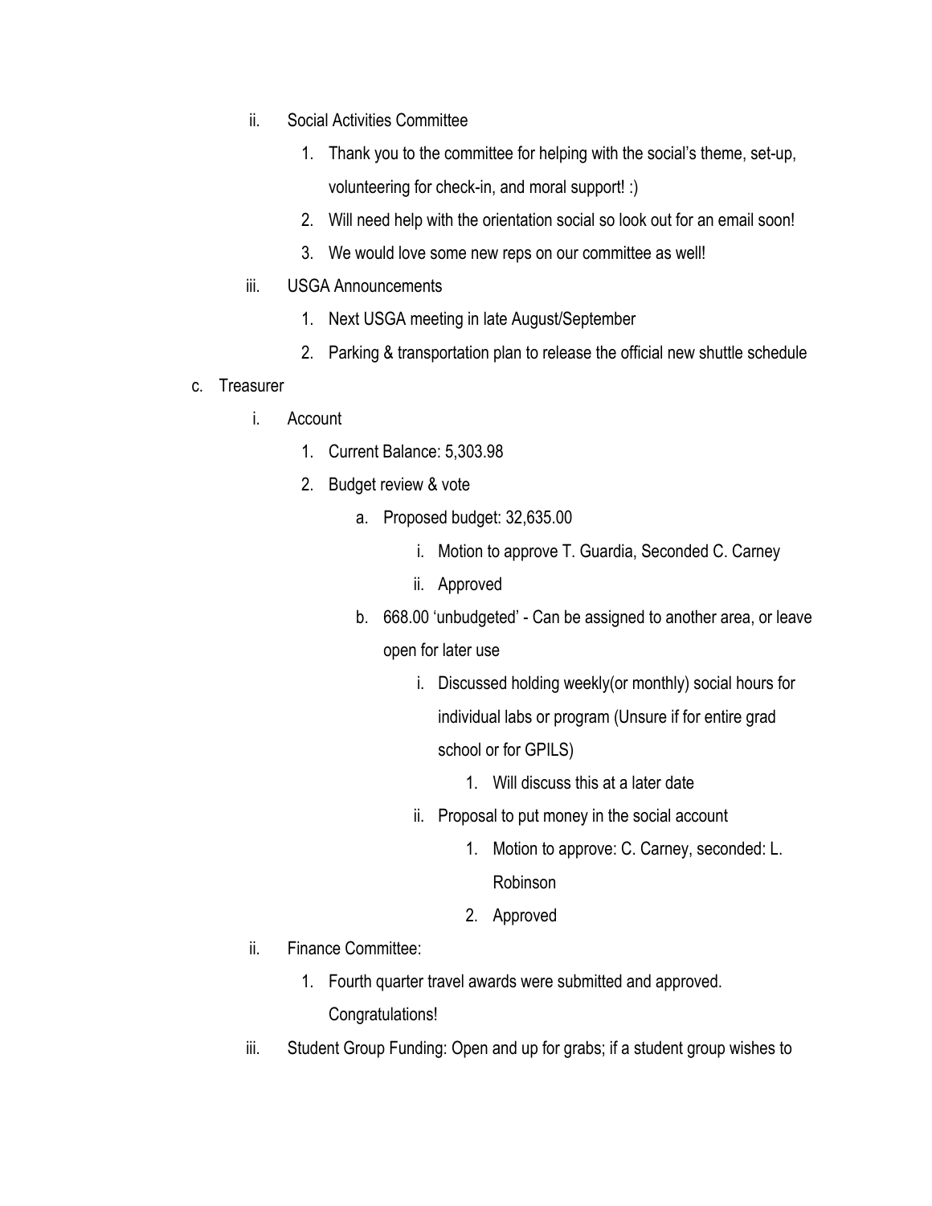- ii. Social Activities Committee
    1. Thank you to the committee for helping with the social's theme, set-up, volunteering for check-in, and moral support! :)
    2. Will need help with the orientation social so look out for an email soon!
    3. We would love some new reps on our committee as well!
- iii. USGA Announcements
    1. Next USGA meeting in late August/September
    2. Parking & transportation plan to release the official new shuttle schedule

c. Treasurer

- i. Account
    1. Current Balance: 5,303.98
    2. Budget review & vote
        - a. Proposed budget: 32,635.00
            - i. Motion to approve T. Guardia, Seconded C. Carney
            - ii. Approved
        - b. 668.00 'unbudgeted' - Can be assigned to another area, or leave open for later use
            - i. Discussed holding weekly(or monthly) social hours for individual labs or program (Unsure if for entire grad school or for GPILS)
                1. Will discuss this at a later date
            - ii. Proposal to put money in the social account
                1. Motion to approve: C. Carney, seconded: L. Robinson
                2. Approved
- ii. Finance Committee:
    1. Fourth quarter travel awards were submitted and approved. Congratulations!
- iii. Student Group Funding: Open and up for grabs; if a student group wishes to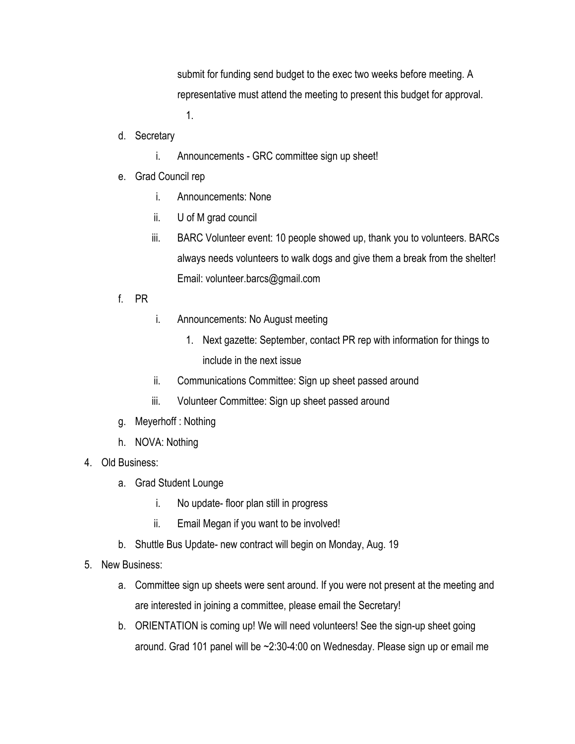submit for funding send budget to the exec two weeks before meeting. A representative must attend the meeting to present this budget for approval.

    1.

d. Secretary
    i. Announcements - GRC committee sign up sheet!
e. Grad Council rep
    i. Announcements: None
    ii. U of M grad council
    iii. BARC Volunteer event: 10 people showed up, thank you to volunteers. BARCs always needs volunteers to walk dogs and give them a break from the shelter! Email: volunteer.barcs@gmail.com
f. PR
    i. Announcements: No August meeting
        1. Next gazette: September, contact PR rep with information for things to include in the next issue
    ii. Communications Committee: Sign up sheet passed around
    iii. Volunteer Committee: Sign up sheet passed around
g. Meyerhoff : Nothing
h. NOVA: Nothing

4. Old Business:
    a. Grad Student Lounge
        i. No update- floor plan still in progress
        ii. Email Megan if you want to be involved!
    b. Shuttle Bus Update- new contract will begin on Monday, Aug. 19
5. New Business:
    a. Committee sign up sheets were sent around. If you were not present at the meeting and are interested in joining a committee, please email the Secretary!
    b. ORIENTATION is coming up! We will need volunteers! See the sign-up sheet going around. Grad 101 panel will be ~2:30-4:00 on Wednesday. Please sign up or email me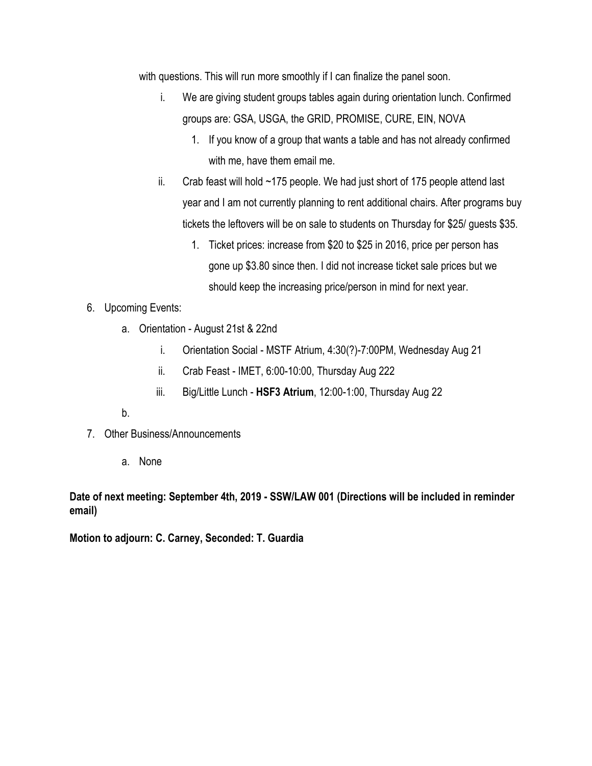with questions. This will run more smoothly if I can finalize the panel soon.

- i. We are giving student groups tables again during orientation lunch. Confirmed groups are: GSA, USGA, the GRID, PROMISE, CURE, EIN, NOVA
  1. If you know of a group that wants a table and has not already confirmed with me, have them email me.
- ii. Crab feast will hold ~175 people. We had just short of 175 people attend last year and I am not currently planning to rent additional chairs. After programs buy tickets the leftovers will be on sale to students on Thursday for $25/ guests $35.
  1. Ticket prices: increase from $20 to $25 in 2016, price per person has gone up $3.80 since then. I did not increase ticket sale prices but we should keep the increasing price/person in mind for next year.

6. Upcoming Events:
   a. Orientation - August 21st & 22nd
      - i. Orientation Social - MSTF Atrium, 4:30(?)-7:00PM, Wednesday Aug 21
      - ii. Crab Feast - IMET, 6:00-10:00, Thursday Aug 222
      - iii. Big/Little Lunch - **HSF3 Atrium**, 12:00-1:00, Thursday Aug 22

   b.

7. Other Business/Announcements
   a. None

**Date of next meeting: September 4th, 2019 - SSW/LAW 001 (Directions will be included in reminder email)**

**Motion to adjourn: C. Carney, Seconded: T. Guardia**